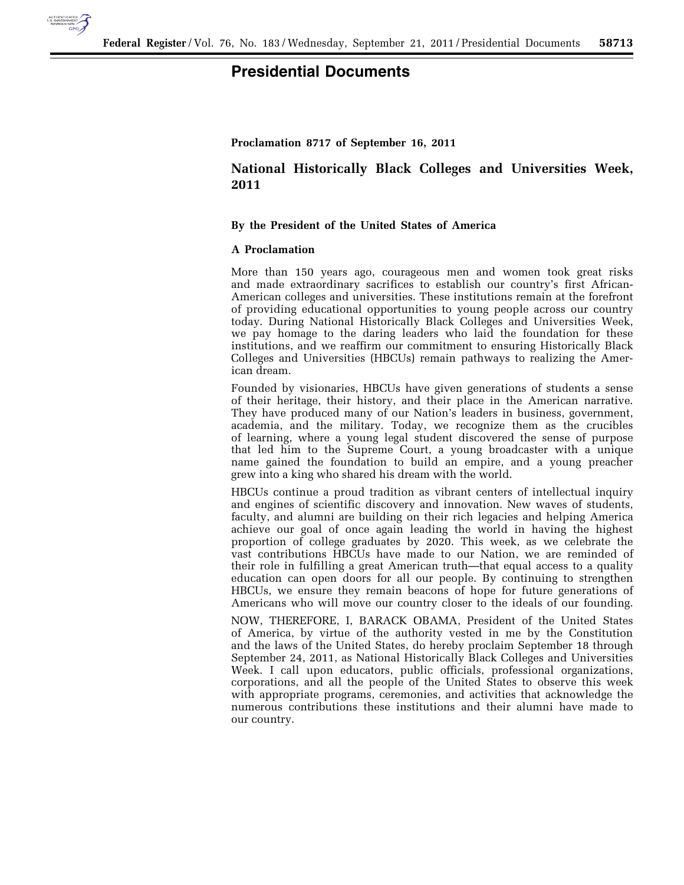# Presidential Documents

**Proclamation 8717 of September 16, 2011**

## National Historically Black Colleges and Universities Week, 2011

**By the President of the United States of America**

**A Proclamation**

More than 150 years ago, courageous men and women took great risks and made extraordinary sacrifices to establish our country's first African-American colleges and universities. These institutions remain at the forefront of providing educational opportunities to young people across our country today. During National Historically Black Colleges and Universities Week, we pay homage to the daring leaders who laid the foundation for these institutions, and we reaffirm our commitment to ensuring Historically Black Colleges and Universities (HBCUs) remain pathways to realizing the American dream.

Founded by visionaries, HBCUs have given generations of students a sense of their heritage, their history, and their place in the American narrative. They have produced many of our Nation's leaders in business, government, academia, and the military. Today, we recognize them as the crucibles of learning, where a young legal student discovered the sense of purpose that led him to the Supreme Court, a young broadcaster with a unique name gained the foundation to build an empire, and a young preacher grew into a king who shared his dream with the world.

HBCUs continue a proud tradition as vibrant centers of intellectual inquiry and engines of scientific discovery and innovation. New waves of students, faculty, and alumni are building on their rich legacies and helping America achieve our goal of once again leading the world in having the highest proportion of college graduates by 2020. This week, as we celebrate the vast contributions HBCUs have made to our Nation, we are reminded of their role in fulfilling a great American truth—that equal access to a quality education can open doors for all our people. By continuing to strengthen HBCUs, we ensure they remain beacons of hope for future generations of Americans who will move our country closer to the ideals of our founding.

NOW, THEREFORE, I, BARACK OBAMA, President of the United States of America, by virtue of the authority vested in me by the Constitution and the laws of the United States, do hereby proclaim September 18 through September 24, 2011, as National Historically Black Colleges and Universities Week. I call upon educators, public officials, professional organizations, corporations, and all the people of the United States to observe this week with appropriate programs, ceremonies, and activities that acknowledge the numerous contributions these institutions and their alumni have made to our country.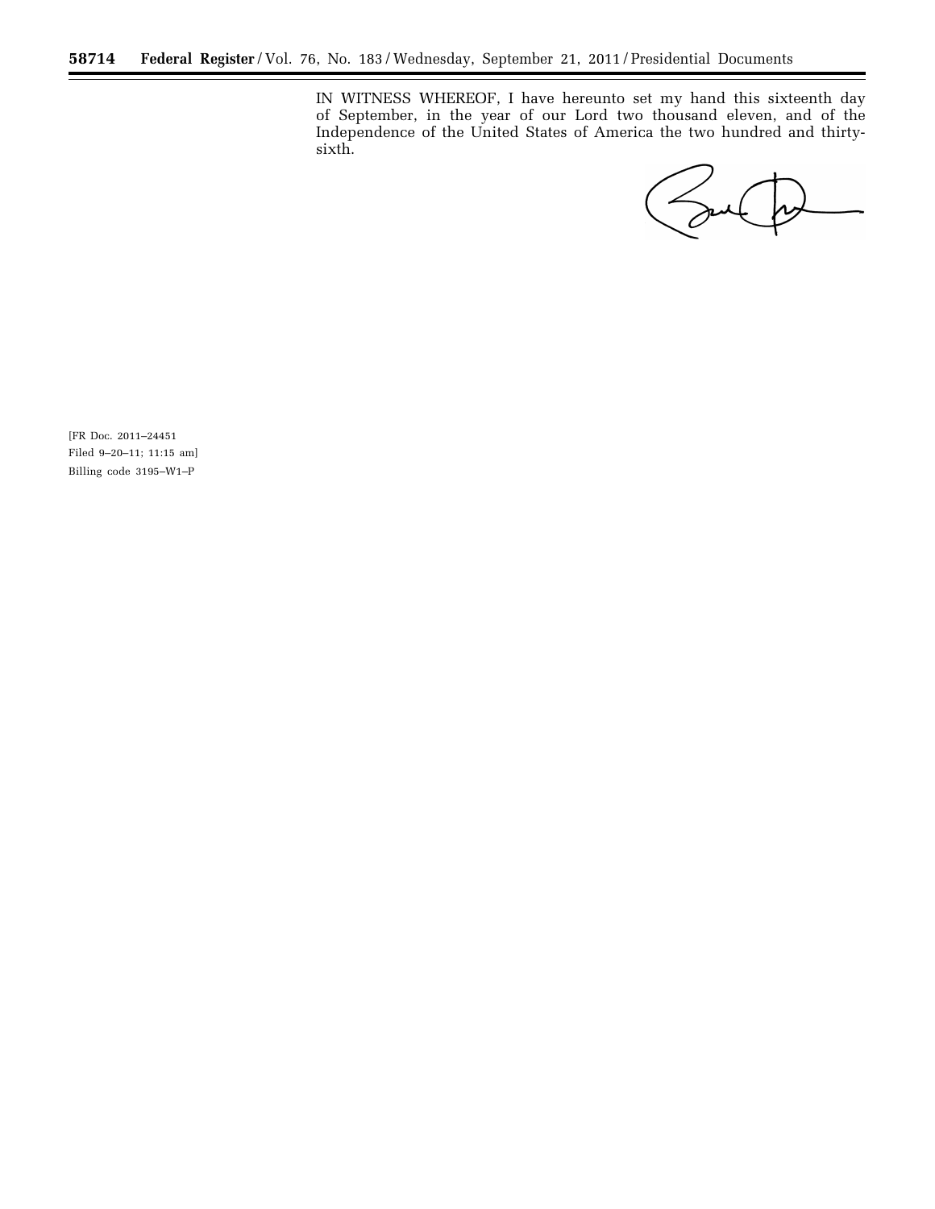IN WITNESS WHEREOF, I have hereunto set my hand this sixteenth day of September, in the year of our Lord two thousand eleven, and of the Independence of the United States of America the two hundred and thirty-sixth.

[FR Doc. 2011–24451
Filed 9–20–11; 11:15 am]
Billing code 3195–W1–P